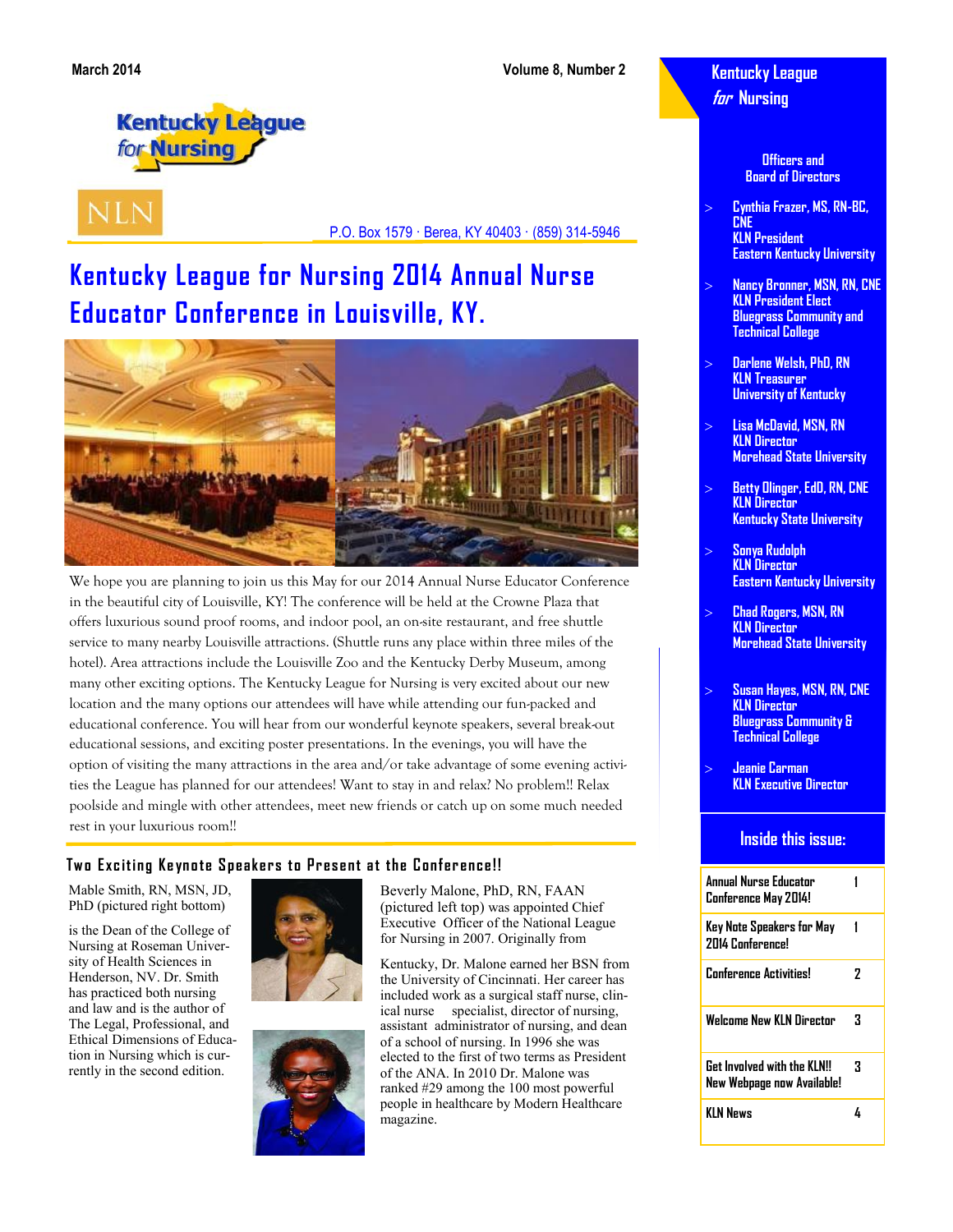March 2014 — Volume 8, Number 2

Kentucky League for Nursing

NLN

P.O. Box 1579 · Berea, KY 40403 · (859) 314-5946

# Kentucky League for Nursing 2014 Annual Nurse Educator Conference in Louisville, KY.

We hope you are planning to join us this May for our 2014 Annual Nurse Educator Conference in the beautiful city of Louisville, KY! The conference will be held at the Crowne Plaza that offers luxurious sound proof rooms, and indoor pool, an on-site restaurant, and free shuttle service to many nearby Louisville attractions. (Shuttle runs any place within three miles of the hotel). Area attractions include the Louisville Zoo and the Kentucky Derby Museum, among many other exciting options. The Kentucky League for Nursing is very excited about our new location and the many options our attendees will have while attending our fun-packed and educational conference. You will hear from our wonderful keynote speakers, several break-out educational sessions, and exciting poster presentations. In the evenings, you will have the option of visiting the many attractions in the area and/or take advantage of some evening activities the League has planned for our attendees! Want to stay in and relax? No problem!! Relax poolside and mingle with other attendees, meet new friends or catch up on some much needed rest in your luxurious room!!

## Two Exciting Keynote Speakers to Present at the Conference!!

Mable Smith, RN, MSN, JD, PhD (pictured right bottom)

is the Dean of the College of Nursing at Roseman University of Health Sciences in Henderson, NV. Dr. Smith has practiced both nursing and law and is the author of The Legal, Professional, and Ethical Dimensions of Education in Nursing which is currently in the second edition.

Beverly Malone, PhD, RN, FAAN (pictured left top) was appointed Chief Executive Officer of the National League for Nursing in 2007. Originally from

Kentucky, Dr. Malone earned her BSN from the University of Cincinnati. Her career has included work as a surgical staff nurse, clinical nurse specialist, director of nursing, assistant administrator of nursing, and dean of a school of nursing. In 1996 she was elected to the first of two terms as President of the ANA. In 2010 Dr. Malone was ranked #29 among the 100 most powerful people in healthcare by Modern Healthcare magazine.

---

## Kentucky League *for* Nursing

### Officers and Board of Directors

- Cynthia Frazer, MS, RN-BC, CNE
  KLN President
  Eastern Kentucky University
- Nancy Bronner, MSN, RN, CNE
  KLN President Elect
  Bluegrass Community and Technical College
- Darlene Welsh, PhD, RN
  KLN Treasurer
  University of Kentucky
- Lisa McDavid, MSN, RN
  KLN Director
  Morehead State University
- Betty Olinger, EdD, RN, CNE
  KLN Director
  Kentucky State University
- Sonya Rudolph
  KLN Director
  Eastern Kentucky University
- Chad Rogers, MSN, RN
  KLN Director
  Morehead State University
- Susan Hayes, MSN, RN, CNE
  KLN Director
  Bluegrass Community & Technical College
- Jeanie Carman
  KLN Executive Director

### Inside this issue:

| | |
|---|---|
| Annual Nurse Educator Conference May 2014! | 1 |
| Key Note Speakers for May 2014 Conference! | 1 |
| Conference Activities! | 2 |
| Welcome New KLN Director | 3 |
| Get Involved with the KLN!! New Webpage now Available! | 3 |
| KLN News | 4 |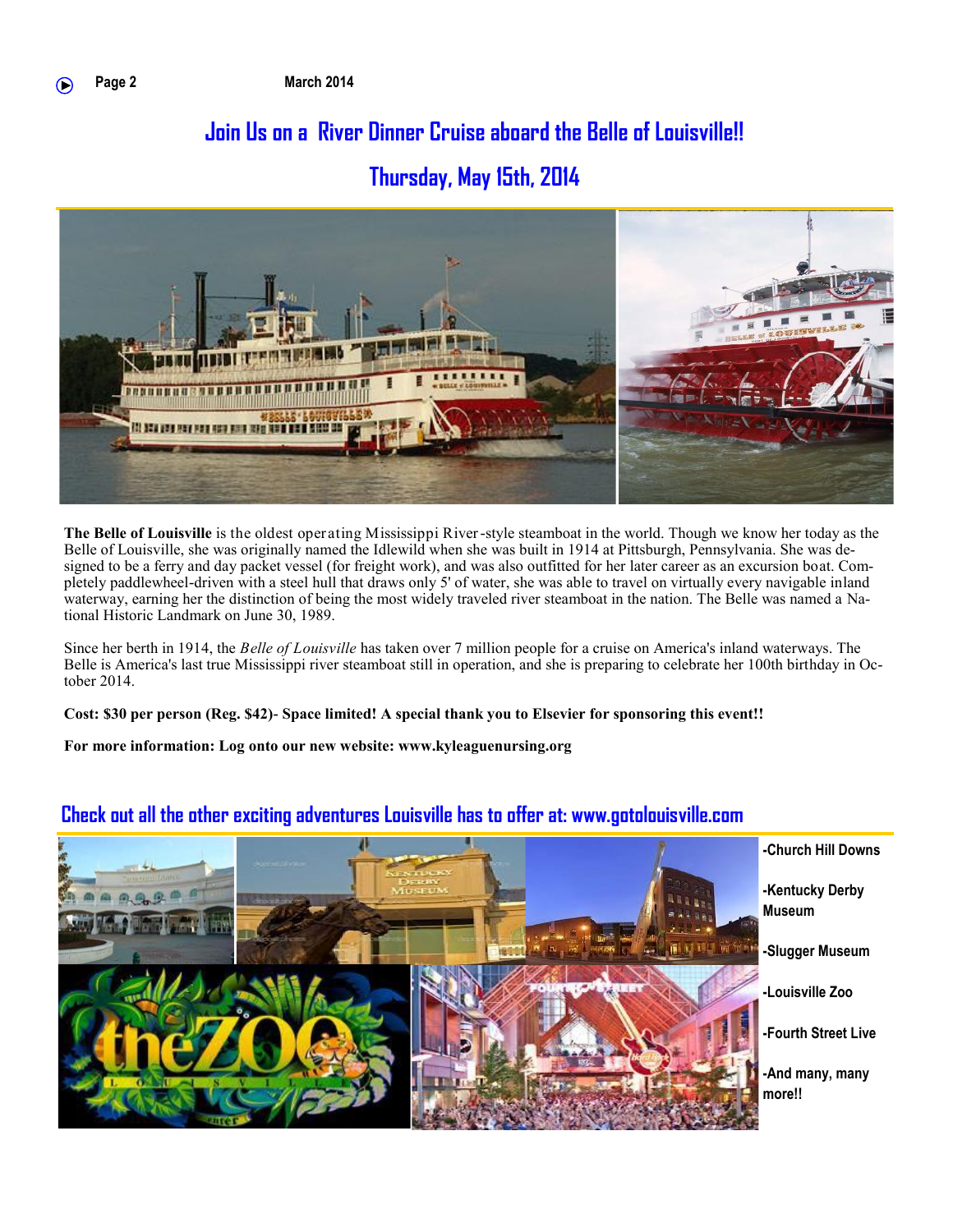## Join Us on a River Dinner Cruise aboard the Belle of Louisville!!

## Thursday, May 15th, 2014

**The Belle of Louisville** is the oldest operating Mississippi River-style steamboat in the world. Though we know her today as the Belle of Louisville, she was originally named the Idlewild when she was built in 1914 at Pittsburgh, Pennsylvania. She was designed to be a ferry and day packet vessel (for freight work), and was also outfitted for her later career as an excursion boat. Completely paddlewheel-driven with a steel hull that draws only 5' of water, she was able to travel on virtually every navigable inland waterway, earning her the distinction of being the most widely traveled river steamboat in the nation. The Belle was named a National Historic Landmark on June 30, 1989.

Since her berth in 1914, the *Belle of Louisville* has taken over 7 million people for a cruise on America's inland waterways. The Belle is America's last true Mississippi river steamboat still in operation, and she is preparing to celebrate her 100th birthday in October 2014.

**Cost: $30 per person (Reg. $42)- Space limited! A special thank you to Elsevier for sponsoring this event!!**

**For more information: Log onto our new website: www.kyleaguenursing.org**

## Check out all the other exciting adventures Louisville has to offer at: www.gotolouisville.com

**-Church Hill Downs**

**-Kentucky Derby Museum**

**-Slugger Museum**

**-Louisville Zoo**

**-Fourth Street Live**

**-And many, many more!!**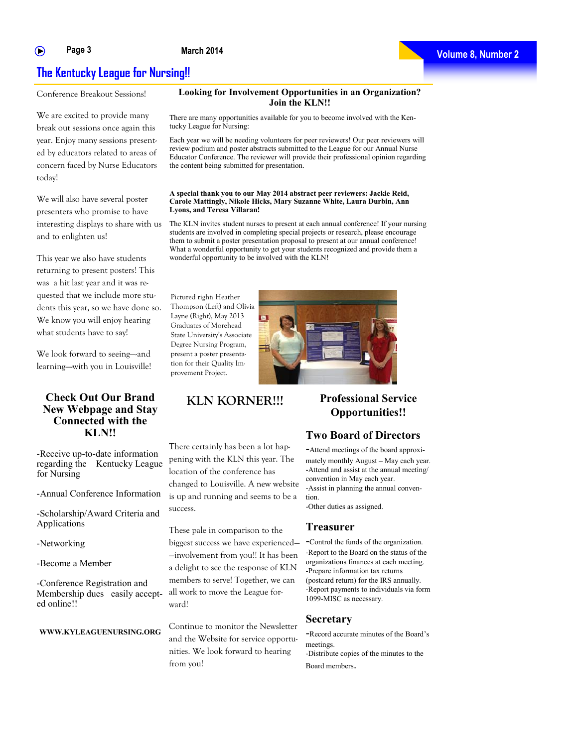# The Kentucky League for Nursing!!

Conference Breakout Sessions!

We are excited to provide many break out sessions once again this year. Enjoy many sessions presented by educators related to areas of concern faced by Nurse Educators today!

We will also have several poster presenters who promise to have interesting displays to share with us and to enlighten us!

This year we also have students returning to present posters! This was a hit last year and it was requested that we include more students this year, so we have done so. We know you will enjoy hearing what students have to say!

We look forward to seeing—and learning—with you in Louisville!

## Looking for Involvement Opportunities in an Organization? Join the KLN!!

There are many opportunities available for you to become involved with the Kentucky League for Nursing:

Each year we will be needing volunteers for peer reviewers! Our peer reviewers will review podium and poster abstracts submitted to the League for our Annual Nurse Educator Conference. The reviewer will provide their professional opinion regarding the content being submitted for presentation.

**A special thank you to our May 2014 abstract peer reviewers: Jackie Reid, Carole Mattingly, Nikole Hicks, Mary Suzanne White, Laura Durbin, Ann Lyons, and Teresa Villaran!**

The KLN invites student nurses to present at each annual conference! If your nursing students are involved in completing special projects or research, please encourage them to submit a poster presentation proposal to present at our annual conference! What a wonderful opportunity to get your students recognized and provide them a wonderful opportunity to be involved with the KLN!

Pictured right: Heather Thompson (Left) and Olivia Layne (Right), May 2013 Graduates of Morehead State University's Associate Degree Nursing Program, present a poster presentation for their Quality Improvement Project.

## Check Out Our Brand New Webpage and Stay Connected with the KLN!!

-Receive up-to-date information regarding the Kentucky League for Nursing

-Annual Conference Information

-Scholarship/Award Criteria and Applications

-Networking

-Become a Member

-Conference Registration and Membership dues easily accepted online!!

**WWW.KYLEAGUENURSING.ORG**

## KLN KORNER!!!

There certainly has been a lot happening with the KLN this year. The location of the conference has changed to Louisville. A new website is up and running and seems to be a success.

These pale in comparison to the biggest success we have experienced——involvement from you!! It has been a delight to see the response of KLN members to serve! Together, we can all work to move the League forward!

Continue to monitor the Newsletter and the Website for service opportunities. We look forward to hearing from you!

## Professional Service Opportunities!!

### Two Board of Directors

-Attend meetings of the board approximately monthly August – May each year.
-Attend and assist at the annual meeting/convention in May each year.
-Assist in planning the annual convention.
-Other duties as assigned.

### Treasurer

-Control the funds of the organization.
-Report to the Board on the status of the organizations finances at each meeting.
-Prepare information tax returns (postcard return) for the IRS annually.
-Report payments to individuals via form 1099-MISC as necessary.

### Secretary

-Record accurate minutes of the Board's meetings.
-Distribute copies of the minutes to the Board members.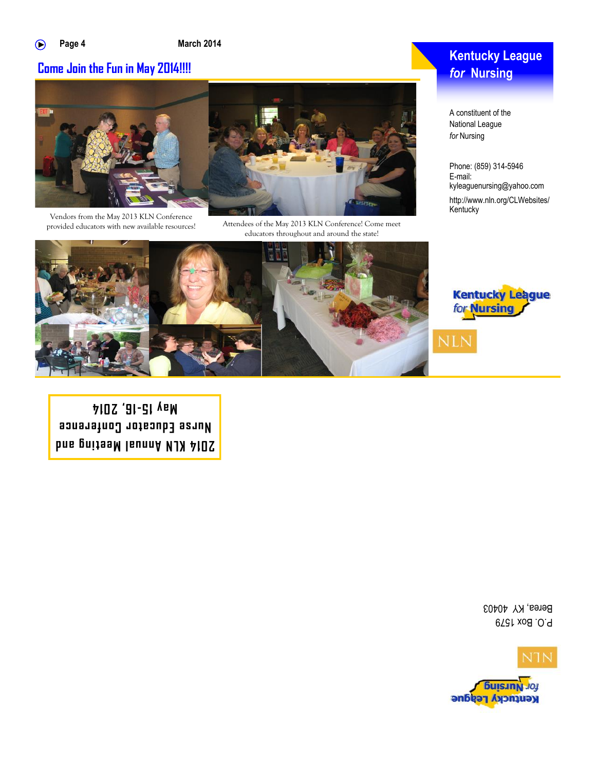## Come Join the Fun in May 2014!!!!

Vendors from the May 2013 KLN Conference provided educators with new available resources!

Attendees of the May 2013 KLN Conference! Come meet educators throughout and around the state!

**Kentucky League *for* Nursing**

A constituent of the National League *for* Nursing

Phone: (859) 314-5946
E-mail:
kyleaguenursing@yahoo.com

http://www.nln.org/CLWebsites/Kentucky

Kentucky League *for* Nursing

NLN

**2014 KLN Annual Meeting and Nurse Educator Conference**
**May 15-16, 2014**

P.O. Box 1579
Berea, KY 40403

NLN

Kentucky League *for* Nursing